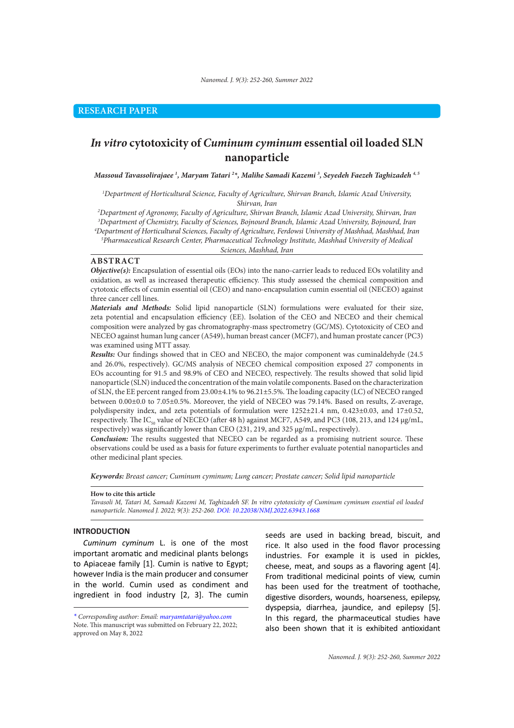RESEARCH PAPER

# *In vitro* cytotoxicity of *Cuminum cyminum* essential oil loaded SLN nanoparticle

***Massoud Tavassolirajaee [1], Maryam Tatari [2]\*, Malihe Samadi Kazemi [3], Seyedeh Faezeh Taghizadeh [4, 5]***

[1] *Department of Horticultural Science, Faculty of Agriculture, Shirvan Branch, Islamic Azad University, Shirvan, Iran*

[2] *Department of Agronomy, Faculty of Agriculture, Shirvan Branch, Islamic Azad University, Shirvan, Iran*

[3] *Department of Chemistry, Faculty of Sciences, Bojnourd Branch, Islamic Azad University, Bojnourd, Iran*

[4] *Department of Horticultural Sciences, Faculty of Agriculture, Ferdowsi University of Mashhad, Mashhad, Iran*

[5] *Pharmaceutical Research Center, Pharmaceutical Technology Institute, Mashhad University of Medical Sciences, Mashhad, Iran*

## ABSTRACT

***Objective(s):*** Encapsulation of essential oils (EOs) into the nano-carrier leads to reduced EOs volatility and oxidation, as well as increased therapeutic efficiency. This study assessed the chemical composition and cytotoxic effects of cumin essential oil (CEO) and nano-encapsulation cumin essential oil (NECEO) against three cancer cell lines.

***Materials and Methods:*** Solid lipid nanoparticle (SLN) formulations were evaluated for their size, zeta potential and encapsulation efficiency (EE). Isolation of the CEO and NECEO and their chemical composition were analyzed by gas chromatography-mass spectrometry (GC/MS). Cytotoxicity of CEO and NECEO against human lung cancer (A549), human breast cancer (MCF7), and human prostate cancer (PC3) was examined using MTT assay.

***Results:*** Our findings showed that in CEO and NECEO, the major component was cuminaldehyde (24.5 and 26.0%, respectively). GC/MS analysis of NECEO chemical composition exposed 27 components in EOs accounting for 91.5 and 98.9% of CEO and NECEO, respectively. The results showed that solid lipid nanoparticle (SLN) induced the concentration of the main volatile components. Based on the characterization of SLN, the EE percent ranged from 23.00±4.1% to 96.21±5.5%. The loading capacity (LC) of NECEO ranged between 0.00±0.0 to 7.05±0.5%. Moreover, the yield of NECEO was 79.14%. Based on results, Z-average, polydispersity index, and zeta potentials of formulation were 1252±21.4 nm, 0.423±0.03, and 17±0.52, respectively. The $IC_{50}$ value of NECEO (after 48 h) against MCF7, A549, and PC3 (108, 213, and 124 µg/mL, respectively) was significantly lower than CEO (231, 219, and 325 µg/mL, respectively).

***Conclusion:*** The results suggested that NECEO can be regarded as a promising nutrient source. These observations could be used as a basis for future experiments to further evaluate potential nanoparticles and other medicinal plant species.

***Keywords:*** *Breast cancer; Cuminum cyminum; Lung cancer; Prostate cancer; Solid lipid nanoparticle*

**How to cite this article**

*Tavasoli M, Tatari M, Samadi Kazemi M, Taghizadeh SF. In vitro cytotoxicity of Cuminum cyminum essential oil loaded nanoparticle. Nanomed J. 2022; 9(3): 252-260. DOI: 10.22038/NMJ.2022.63943.1668*

## INTRODUCTION

*Cuminum cyminum* L. is one of the most important aromatic and medicinal plants belongs to Apiaceae family [1]. Cumin is native to Egypt; however India is the main producer and consumer in the world. Cumin used as condiment and ingredient in food industry [2, 3]. The cumin seeds are used in backing bread, biscuit, and rice. It also used in the food flavor processing industries. For example it is used in pickles, cheese, meat, and soups as a flavoring agent [4]. From traditional medicinal points of view, cumin has been used for the treatment of toothache, digestive disorders, wounds, hoarseness, epilepsy, dyspepsia, diarrhea, jaundice, and epilepsy [5]. In this regard, the pharmaceutical studies have also been shown that it is exhibited antioxidant

\* *Corresponding author: Email: maryamtatari@yahoo.com*
Note. This manuscript was submitted on February 22, 2022; approved on May 8, 2022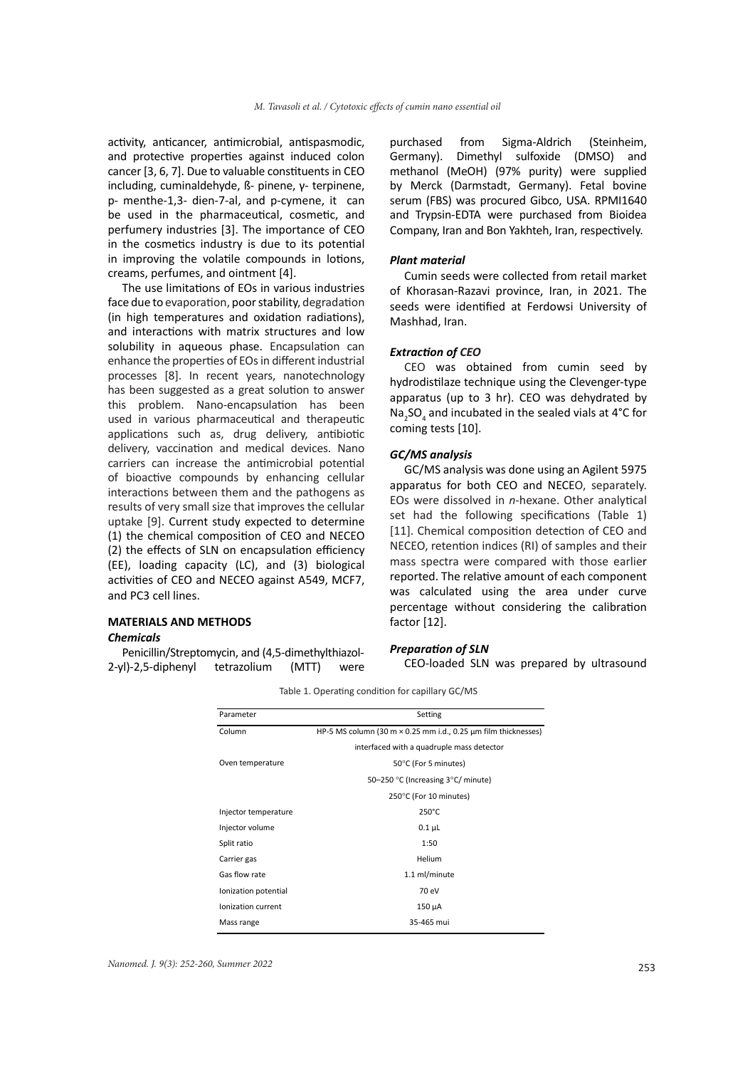activity, anticancer, antimicrobial, antispasmodic, and protective properties against induced colon cancer [3, 6, 7]. Due to valuable constituents in CEO including, cuminaldehyde, ß- pinene, γ- terpinene, p- menthe-1,3- dien-7-al, and p-cymene, it can be used in the pharmaceutical, cosmetic, and perfumery industries [3]. The importance of CEO in the cosmetics industry is due to its potential in improving the volatile compounds in lotions, creams, perfumes, and ointment [4].

The use limitations of EOs in various industries face due to evaporation, poor stability, degradation (in high temperatures and oxidation radiations), and interactions with matrix structures and low solubility in aqueous phase. Encapsulation can enhance the properties of EOs in different industrial processes [8]. In recent years, nanotechnology has been suggested as a great solution to answer this problem. Nano-encapsulation has been used in various pharmaceutical and therapeutic applications such as, drug delivery, antibiotic delivery, vaccination and medical devices. Nano carriers can increase the antimicrobial potential of bioactive compounds by enhancing cellular interactions between them and the pathogens as results of very small size that improves the cellular uptake [9]. Current study expected to determine (1) the chemical composition of CEO and NECEO (2) the effects of SLN on encapsulation efficiency (EE), loading capacity (LC), and (3) biological activities of CEO and NECEO against A549, MCF7, and PC3 cell lines.

## MATERIALS AND METHODS

### *Chemicals*

Penicillin/Streptomycin, and (4,5-dimethylthiazol-2-yl)-2,5-diphenyl tetrazolium (MTT) were purchased from Sigma-Aldrich (Steinheim, Germany). Dimethyl sulfoxide (DMSO) and methanol (MeOH) (97% purity) were supplied by Merck (Darmstadt, Germany). Fetal bovine serum (FBS) was procured Gibco, USA. RPMI1640 and Trypsin-EDTA were purchased from Bioidea Company, Iran and Bon Yakhteh, Iran, respectively.

### *Plant material*

Cumin seeds were collected from retail market of Khorasan-Razavi province, Iran, in 2021. The seeds were identified at Ferdowsi University of Mashhad, Iran.

### *Extraction of CEO*

CEO was obtained from cumin seed by hydrodistilaze technique using the Clevenger-type apparatus (up to 3 hr). CEO was dehydrated by $Na_2SO_4$ and incubated in the sealed vials at 4°C for coming tests [10].

### *GC/MS analysis*

GC/MS analysis was done using an Agilent 5975 apparatus for both CEO and NECEO, separately. EOs were dissolved in *n*-hexane. Other analytical set had the following specifications (Table 1) [11]. Chemical composition detection of CEO and NECEO, retention indices (RI) of samples and their mass spectra were compared with those earlier reported. The relative amount of each component was calculated using the area under curve percentage without considering the calibration factor [12].

### *Preparation of SLN*

CEO-loaded SLN was prepared by ultrasound

Table 1. Operating condition for capillary GC/MS

| Parameter | Setting |
|---|---|
| Column | HP-5 MS column (30 m × 0.25 mm i.d., 0.25 µm film thicknesses) |
| | interfaced with a quadruple mass detector |
| Oven temperature | 50°C (For 5 minutes) |
| | 50–250 °C (Increasing 3°C/ minute) |
| | 250°C (For 10 minutes) |
| Injector temperature | 250°C |
| Injector volume | 0.1 µL |
| Split ratio | 1:50 |
| Carrier gas | Helium |
| Gas flow rate | 1.1 ml/minute |
| Ionization potential | 70 eV |
| Ionization current | 150 µA |
| Mass range | 35-465 mui |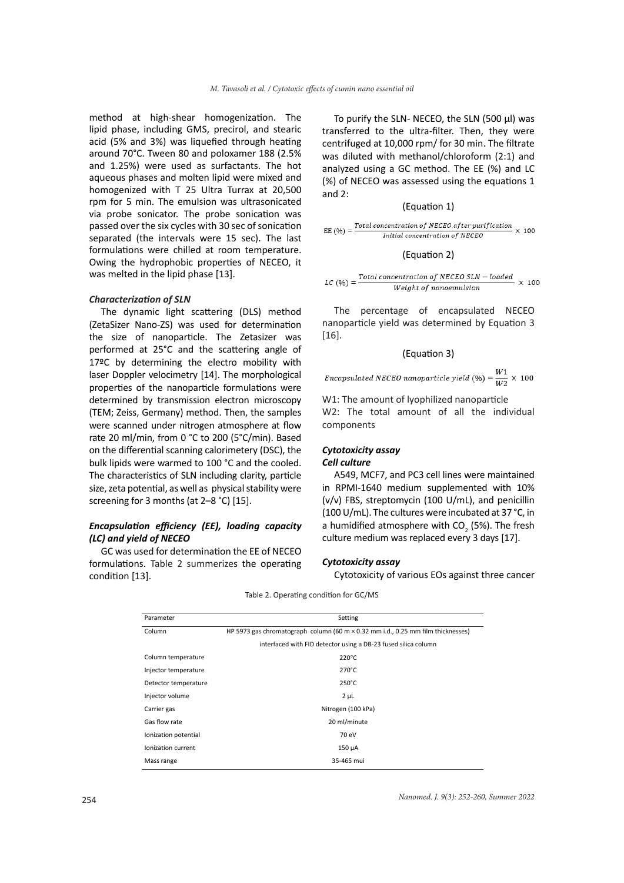method at high-shear homogenization. The lipid phase, including GMS, precirol, and stearic acid (5% and 3%) was liquefied through heating around 70°C. Tween 80 and poloxamer 188 (2.5% and 1.25%) were used as surfactants. The hot aqueous phases and molten lipid were mixed and homogenized with T 25 Ultra Turrax at 20,500 rpm for 5 min. The emulsion was ultrasonicated via probe sonicator. The probe sonication was passed over the six cycles with 30 sec of sonication separated (the intervals were 15 sec). The last formulations were chilled at room temperature. Owing the hydrophobic properties of NECEO, it was melted in the lipid phase [13].

### *Characterization of SLN*

The dynamic light scattering (DLS) method (ZetaSizer Nano-ZS) was used for determination the size of nanoparticle. The Zetasizer was performed at 25°C and the scattering angle of 17ºC by determining the electro mobility with laser Doppler velocimetry [14]. The morphological properties of the nanoparticle formulations were determined by transmission electron microscopy (TEM; Zeiss, Germany) method. Then, the samples were scanned under nitrogen atmosphere at flow rate 20 ml/min, from 0 °C to 200 (5°C/min). Based on the differential scanning calorimetery (DSC), the bulk lipids were warmed to 100 °C and the cooled. The characteristics of SLN including clarity, particle size, zeta potential, as well as physical stability were screening for 3 months (at 2–8 °C) [15].

### *Encapsulation efficiency (EE), loading capacity (LC) and yield of NECEO*

GC was used for determination the EE of NECEO formulations. Table 2 summerizes the operating condition [13].

To purify the SLN- NECEO, the SLN (500 µl) was transferred to the ultra-filter. Then, they were centrifuged at 10,000 rpm/ for 30 min. The filtrate was diluted with methanol/chloroform (2:1) and analyzed using a GC method. The EE (%) and LC (%) of NECEO was assessed using the equations 1 and 2:

(Equation 1)

$$\text{EE}\ (\%) = \frac{\text{Total concentration of NECEO after purification}}{\text{Initial concentration of NECEO}} \times 100$$

(Equation 2)

$$LC\ (\%) = \frac{\text{Total concentration of NECEO SLN} - \text{loaded}}{\text{Weight of nanoemulsion}} \times 100$$

The percentage of encapsulated NECEO nanoparticle yield was determined by Equation 3 [16].

(Equation 3)

$$\text{Encapsulated NECEO nanoparticle yield}\ (\%) = \frac{W1}{W2} \times 100$$

W1: The amount of lyophilized nanoparticle
W2: The total amount of all the individual components

### *Cytotoxicity assay*

#### *Cell culture*

A549, MCF7, and PC3 cell lines were maintained in RPMI-1640 medium supplemented with 10% (v/v) FBS, streptomycin (100 U/mL), and penicillin (100 U/mL). The cultures were incubated at 37 °C, in a humidified atmosphere with $CO_2$ (5%). The fresh culture medium was replaced every 3 days [17].

#### *Cytotoxicity assay*

Cytotoxicity of various EOs against three cancer

Table 2. Operating condition for GC/MS

| Parameter | Setting |
|---|---|
| Column | HP 5973 gas chromatograph column (60 m × 0.32 mm i.d., 0.25 mm film thicknesses) interfaced with FID detector using a DB-23 fused silica column |
| Column temperature | 220°C |
| Injector temperature | 270°C |
| Detector temperature | 250°C |
| Injector volume | 2 µL |
| Carrier gas | Nitrogen (100 kPa) |
| Gas flow rate | 20 ml/minute |
| Ionization potential | 70 eV |
| Ionization current | 150 µA |
| Mass range | 35-465 mui |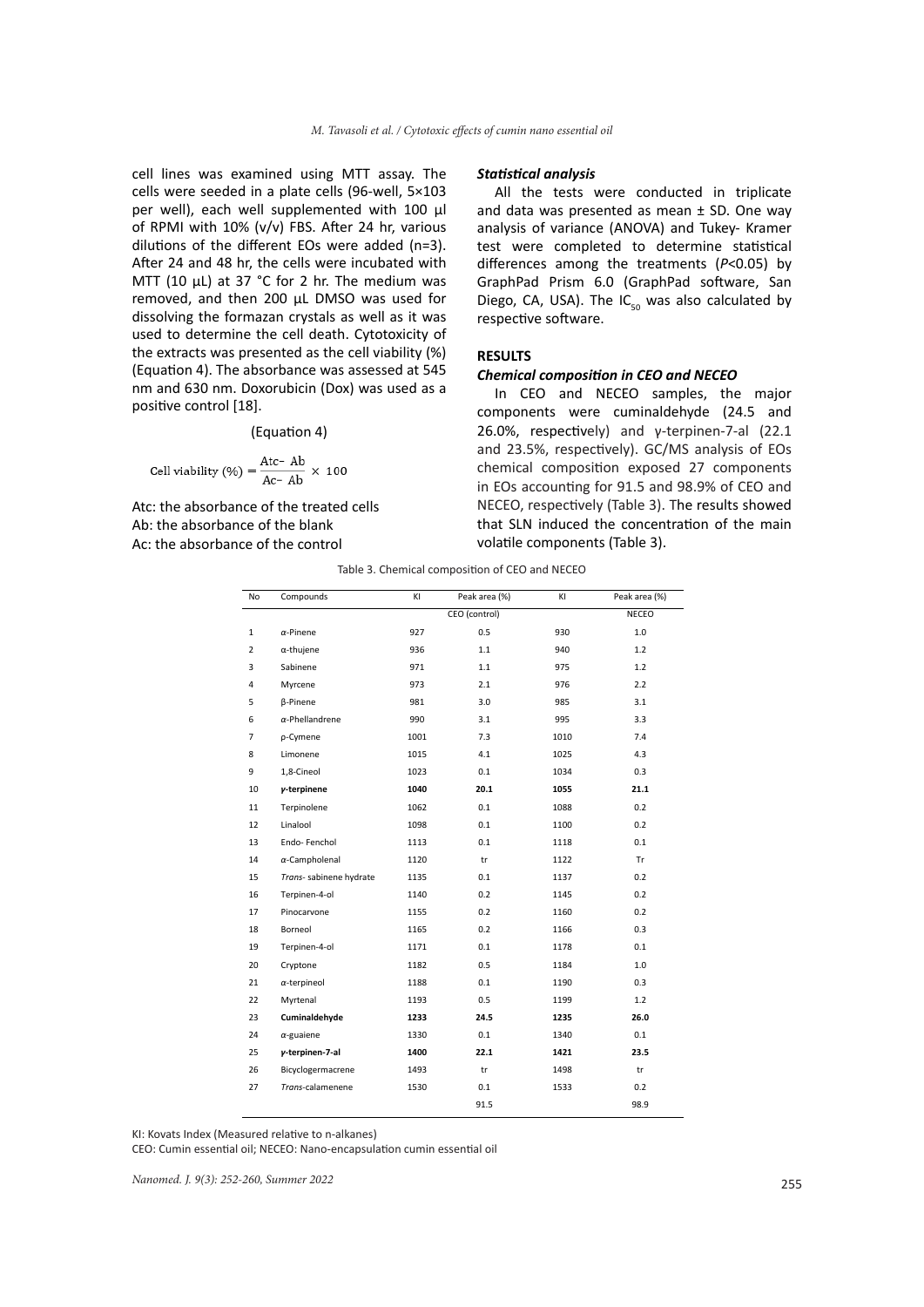cell lines was examined using MTT assay. The cells were seeded in a plate cells (96-well, 5×103 per well), each well supplemented with 100 µl of RPMI with 10% (v/v) FBS. After 24 hr, various dilutions of the different EOs were added (n=3). After 24 and 48 hr, the cells were incubated with MTT (10 µL) at 37 °C for 2 hr. The medium was removed, and then 200 µL DMSO was used for dissolving the formazan crystals as well as it was used to determine the cell death. Cytotoxicity of the extracts was presented as the cell viability (%) (Equation 4). The absorbance was assessed at 545 nm and 630 nm. Doxorubicin (Dox) was used as a positive control [18].

(Equation 4)

$$\text{Cell viability } (\%) = \frac{\text{Atc} - \text{Ab}}{\text{Ac} - \text{Ab}} \times 100$$

Atc: the absorbance of the treated cells
Ab: the absorbance of the blank
Ac: the absorbance of the control

### *Statistical analysis*

All the tests were conducted in triplicate and data was presented as mean ± SD. One way analysis of variance (ANOVA) and Tukey- Kramer test were completed to determine statistical differences among the treatments ($P<0.05$) by GraphPad Prism 6.0 (GraphPad software, San Diego, CA, USA). The $IC_{50}$ was also calculated by respective software.

## RESULTS

### *Chemical composition in CEO and NECEO*

In CEO and NECEO samples, the major components were cuminaldehyde (24.5 and 26.0%, respectively) and γ-terpinen-7-al (22.1 and 23.5%, respectively). GC/MS analysis of EOs chemical composition exposed 27 components in EOs accounting for 91.5 and 98.9% of CEO and NECEO, respectively (Table 3). The results showed that SLN induced the concentration of the main volatile components (Table 3).

Table 3. Chemical composition of CEO and NECEO

| No | Compounds | KI | Peak area (%) | KI | Peak area (%) |
|---|---|---|---|---|---|
| | | | CEO (control) | | NECEO |
| 1 | α-Pinene | 927 | 0.5 | 930 | 1.0 |
| 2 | α-thujene | 936 | 1.1 | 940 | 1.2 |
| 3 | Sabinene | 971 | 1.1 | 975 | 1.2 |
| 4 | Myrcene | 973 | 2.1 | 976 | 2.2 |
| 5 | β-Pinene | 981 | 3.0 | 985 | 3.1 |
| 6 | α-Phellandrene | 990 | 3.1 | 995 | 3.3 |
| 7 | p-Cymene | 1001 | 7.3 | 1010 | 7.4 |
| 8 | Limonene | 1015 | 4.1 | 1025 | 4.3 |
| 9 | 1,8-Cineol | 1023 | 0.1 | 1034 | 0.3 |
| **10** | ***γ-terpinene*** | **1040** | **20.1** | **1055** | **21.1** |
| 11 | Terpinolene | 1062 | 0.1 | 1088 | 0.2 |
| 12 | Linalool | 1098 | 0.1 | 1100 | 0.2 |
| 13 | Endo- Fenchol | 1113 | 0.1 | 1118 | 0.1 |
| 14 | α-Campholenal | 1120 | tr | 1122 | Tr |
| 15 | *Trans*- sabinene hydrate | 1135 | 0.1 | 1137 | 0.2 |
| 16 | Terpinen-4-ol | 1140 | 0.2 | 1145 | 0.2 |
| 17 | Pinocarvone | 1155 | 0.2 | 1160 | 0.2 |
| 18 | Borneol | 1165 | 0.2 | 1166 | 0.3 |
| 19 | Terpinen-4-ol | 1171 | 0.1 | 1178 | 0.1 |
| 20 | Cryptone | 1182 | 0.5 | 1184 | 1.0 |
| 21 | α-terpineol | 1188 | 0.1 | 1190 | 0.3 |
| 22 | Myrtenal | 1193 | 0.5 | 1199 | 1.2 |
| **23** | **Cuminaldehyde** | **1233** | **24.5** | **1235** | **26.0** |
| 24 | α-guaiene | 1330 | 0.1 | 1340 | 0.1 |
| **25** | ***γ-terpinen-7-al*** | **1400** | **22.1** | **1421** | **23.5** |
| 26 | Bicyclogermacrene | 1493 | tr | 1498 | tr |
| 27 | *Trans*-calamenene | 1530 | 0.1 | 1533 | 0.2 |
| | | | 91.5 | | 98.9 |

KI: Kovats Index (Measured relative to n-alkanes)
CEO: Cumin essential oil; NECEO: Nano-encapsulation cumin essential oil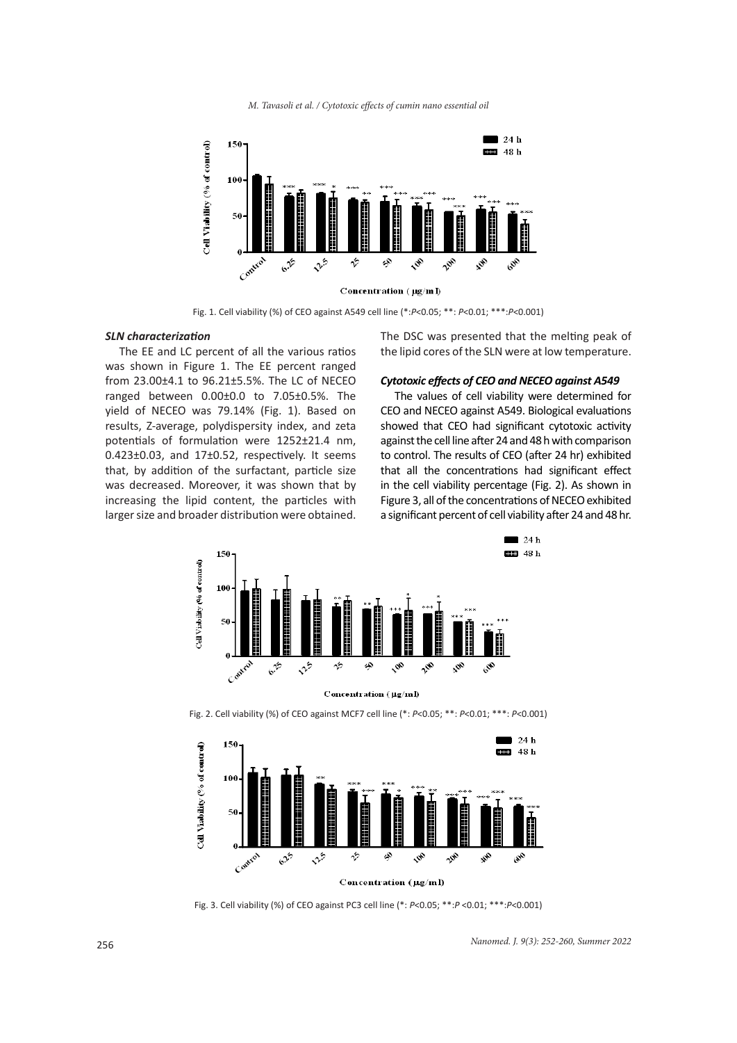Fig. 1. Cell viability (%) of CEO against A549 cell line (*:$P<0.05$; **: $P<0.01$; ***:$P<0.001$)

### *SLN characterization*

The EE and LC percent of all the various ratios was shown in Figure 1. The EE percent ranged from 23.00±4.1 to 96.21±5.5%. The LC of NECEO ranged between 0.00±0.0 to 7.05±0.5%. The yield of NECEO was 79.14% (Fig. 1). Based on results, Z-average, polydispersity index, and zeta potentials of formulation were 1252±21.4 nm, 0.423±0.03, and 17±0.52, respectively. It seems that, by addition of the surfactant, particle size was decreased. Moreover, it was shown that by increasing the lipid content, the particles with larger size and broader distribution were obtained. The DSC was presented that the melting peak of the lipid cores of the SLN were at low temperature.

### *Cytotoxic effects of CEO and NECEO against A549*

The values of cell viability were determined for CEO and NECEO against A549. Biological evaluations showed that CEO had significant cytotoxic activity against the cell line after 24 and 48 h with comparison to control. The results of CEO (after 24 hr) exhibited that all the concentrations had significant effect in the cell viability percentage (Fig. 2). As shown in Figure 3, all of the concentrations of NECEO exhibited a significant percent of cell viability after 24 and 48 hr.

Fig. 2. Cell viability (%) of CEO against MCF7 cell line (*: $P<0.05$; **: $P<0.01$; ***: $P<0.001$)

Fig. 3. Cell viability (%) of CEO against PC3 cell line (*: $P<0.05$; **:$P<0.01$; ***:$P<0.001$)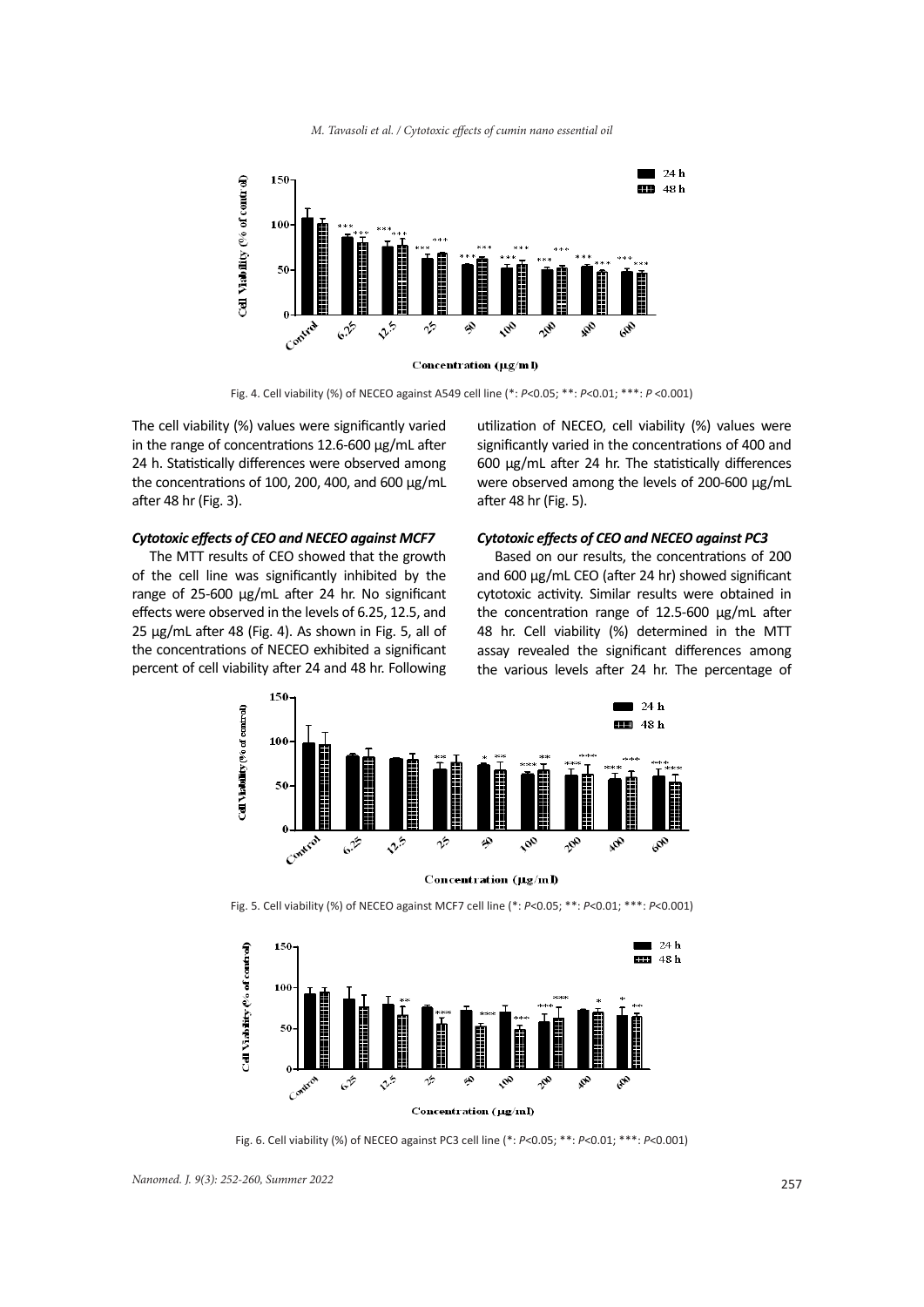Fig. 4. Cell viability (%) of NECEO against A549 cell line (*: $P<0.05$; **: $P<0.01$; ***: $P<0.001$)

The cell viability (%) values were significantly varied in the range of concentrations 12.6-600 µg/mL after 24 h. Statistically differences were observed among the concentrations of 100, 200, 400, and 600 µg/mL after 48 hr (Fig. 3).

### *Cytotoxic effects of CEO and NECEO against MCF7*

The MTT results of CEO showed that the growth of the cell line was significantly inhibited by the range of 25-600 µg/mL after 24 hr. No significant effects were observed in the levels of 6.25, 12.5, and 25 µg/mL after 48 (Fig. 4). As shown in Fig. 5, all of the concentrations of NECEO exhibited a significant percent of cell viability after 24 and 48 hr. Following utilization of NECEO, cell viability (%) values were significantly varied in the concentrations of 400 and 600 µg/mL after 24 hr. The statistically differences were observed among the levels of 200-600 µg/mL after 48 hr (Fig. 5).

### *Cytotoxic effects of CEO and NECEO against PC3*

Based on our results, the concentrations of 200 and 600 µg/mL CEO (after 24 hr) showed significant cytotoxic activity. Similar results were obtained in the concentration range of 12.5-600 µg/mL after 48 hr. Cell viability (%) determined in the MTT assay revealed the significant differences among the various levels after 24 hr. The percentage of

Fig. 5. Cell viability (%) of NECEO against MCF7 cell line (*: $P<0.05$; **: $P<0.01$; ***: $P<0.001$)

Fig. 6. Cell viability (%) of NECEO against PC3 cell line (*: $P<0.05$; **: $P<0.01$; ***: $P<0.001$)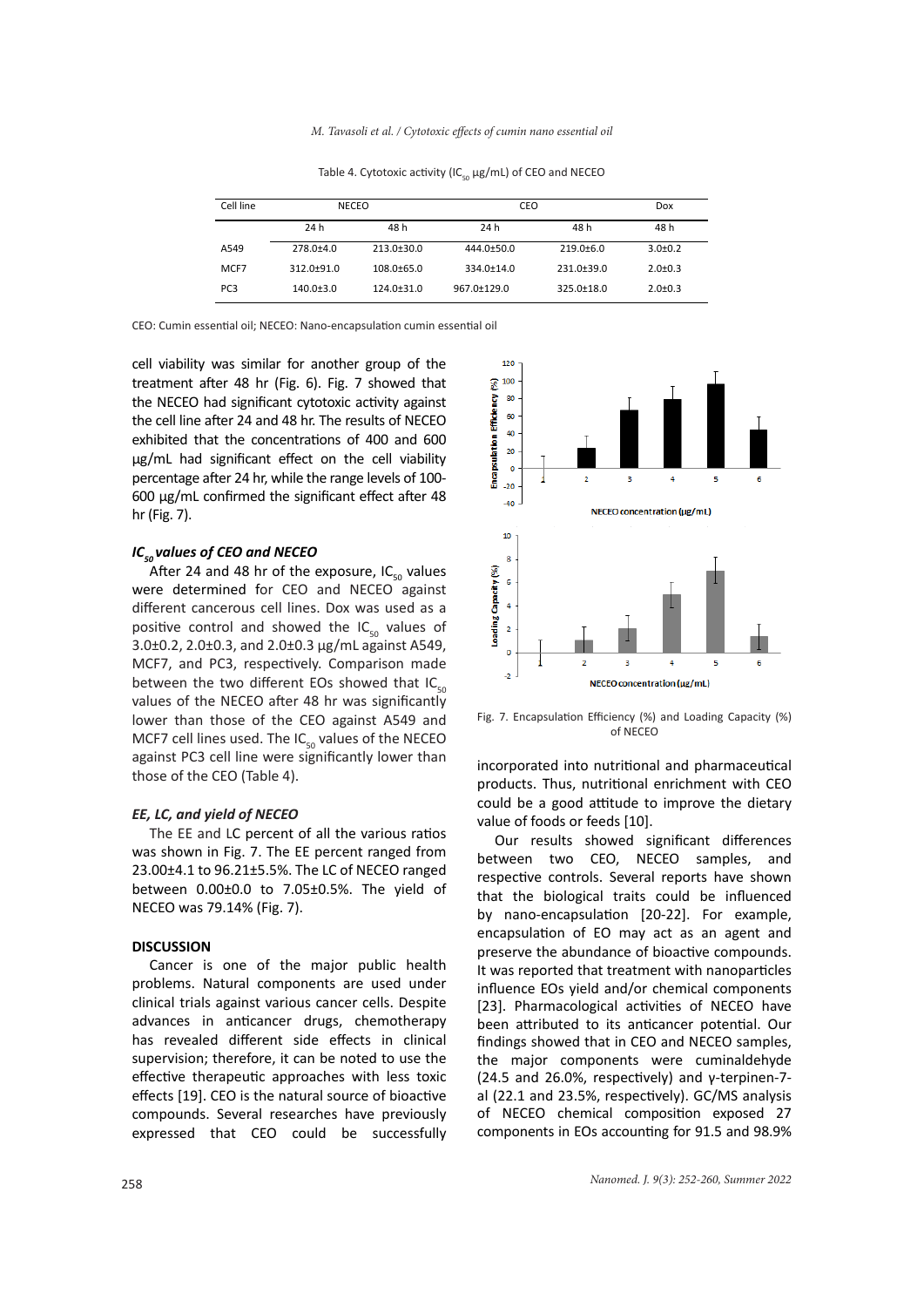Table 4. Cytotoxic activity ($IC_{50}$ μg/mL) of CEO and NECEO

| Cell line | NECEO | | CEO | | Dox |
|---|---|---|---|---|---|
| | 24 h | 48 h | 24 h | 48 h | 48 h |
| A549 | 278.0±4.0 | 213.0±30.0 | 444.0±50.0 | 219.0±6.0 | 3.0±0.2 |
| MCF7 | 312.0±91.0 | 108.0±65.0 | 334.0±14.0 | 231.0±39.0 | 2.0±0.3 |
| PC3 | 140.0±3.0 | 124.0±31.0 | 967.0±129.0 | 325.0±18.0 | 2.0±0.3 |

CEO: Cumin essential oil; NECEO: Nano-encapsulation cumin essential oil

cell viability was similar for another group of the treatment after 48 hr (Fig. 6). Fig. 7 showed that the NECEO had significant cytotoxic activity against the cell line after 24 and 48 hr. The results of NECEO exhibited that the concentrations of 400 and 600 μg/mL had significant effect on the cell viability percentage after 24 hr, while the range levels of 100-600 μg/mL confirmed the significant effect after 48 hr (Fig. 7).

### *$IC_{50}$ values of CEO and NECEO*

After 24 and 48 hr of the exposure, $IC_{50}$ values were determined for CEO and NECEO against different cancerous cell lines. Dox was used as a positive control and showed the $IC_{50}$ values of 3.0±0.2, 2.0±0.3, and 2.0±0.3 μg/mL against A549, MCF7, and PC3, respectively. Comparison made between the two different EOs showed that $IC_{50}$ values of the NECEO after 48 hr was significantly lower than those of the CEO against A549 and MCF7 cell lines used. The $IC_{50}$ values of the NECEO against PC3 cell line were significantly lower than those of the CEO (Table 4).

### *EE, LC, and yield of NECEO*

The EE and LC percent of all the various ratios was shown in Fig. 7. The EE percent ranged from 23.00±4.1 to 96.21±5.5%. The LC of NECEO ranged between 0.00±0.0 to 7.05±0.5%. The yield of NECEO was 79.14% (Fig. 7).

Fig. 7. Encapsulation Efficiency (%) and Loading Capacity (%) of NECEO

## DISCUSSION

Cancer is one of the major public health problems. Natural components are used under clinical trials against various cancer cells. Despite advances in anticancer drugs, chemotherapy has revealed different side effects in clinical supervision; therefore, it can be noted to use the effective therapeutic approaches with less toxic effects [19]. CEO is the natural source of bioactive compounds. Several researches have previously expressed that CEO could be successfully incorporated into nutritional and pharmaceutical products. Thus, nutritional enrichment with CEO could be a good attitude to improve the dietary value of foods or feeds [10].

Our results showed significant differences between two CEO, NECEO samples, and respective controls. Several reports have shown that the biological traits could be influenced by nano-encapsulation [20-22]. For example, encapsulation of EO may act as an agent and preserve the abundance of bioactive compounds. It was reported that treatment with nanoparticles influence EOs yield and/or chemical components [23]. Pharmacological activities of NECEO have been attributed to its anticancer potential. Our findings showed that in CEO and NECEO samples, the major components were cuminaldehyde (24.5 and 26.0%, respectively) and γ-terpinen-7-al (22.1 and 23.5%, respectively). GC/MS analysis of NECEO chemical composition exposed 27 components in EOs accounting for 91.5 and 98.9%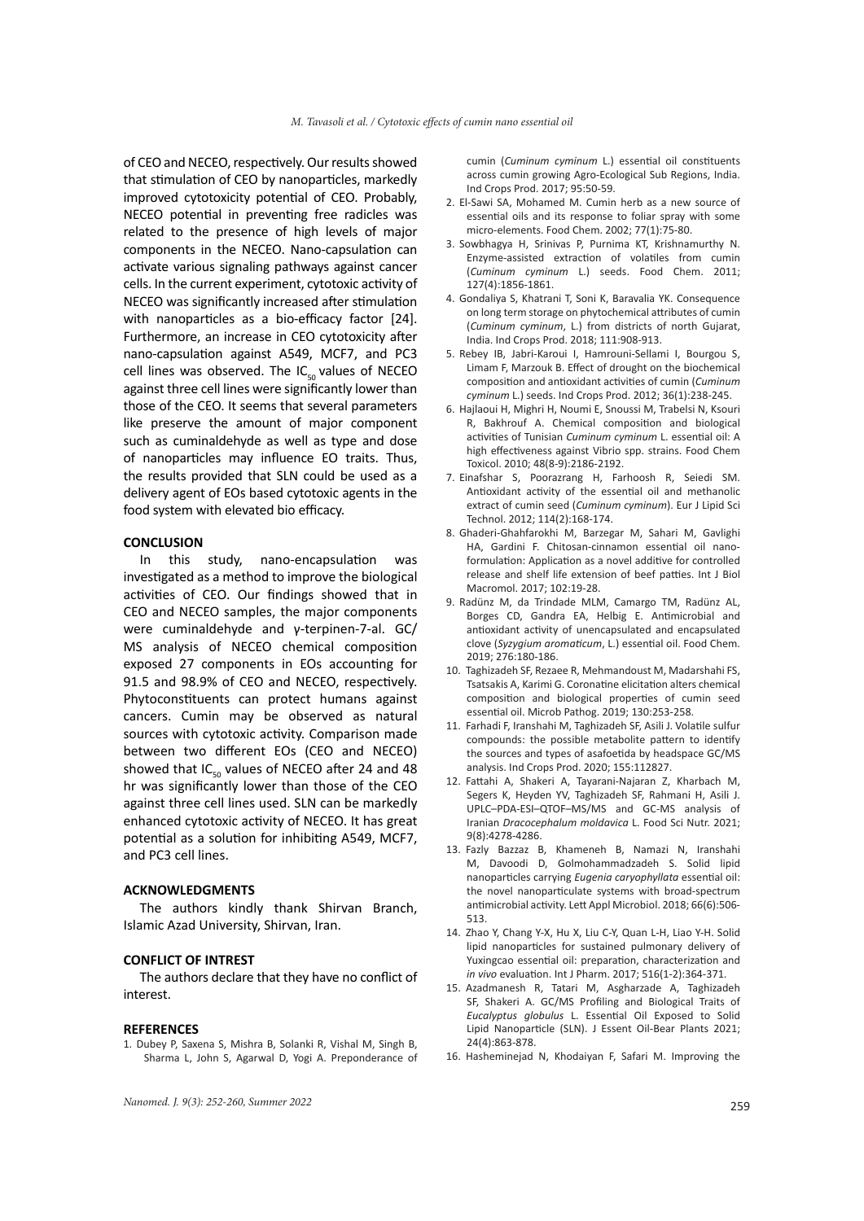of CEO and NECEO, respectively. Our results showed that stimulation of CEO by nanoparticles, markedly improved cytotoxicity potential of CEO. Probably, NECEO potential in preventing free radicles was related to the presence of high levels of major components in the NECEO. Nano-capsulation can activate various signaling pathways against cancer cells. In the current experiment, cytotoxic activity of NECEO was significantly increased after stimulation with nanoparticles as a bio-efficacy factor [24]. Furthermore, an increase in CEO cytotoxicity after nano-capsulation against A549, MCF7, and PC3 cell lines was observed. The $IC_{50}$ values of NECEO against three cell lines were significantly lower than those of the CEO. It seems that several parameters like preserve the amount of major component such as cuminaldehyde as well as type and dose of nanoparticles may influence EO traits. Thus, the results provided that SLN could be used as a delivery agent of EOs based cytotoxic agents in the food system with elevated bio efficacy.

## CONCLUSION

In this study, nano-encapsulation was investigated as a method to improve the biological activities of CEO. Our findings showed that in CEO and NECEO samples, the major components were cuminaldehyde and γ-terpinen-7-al. GC/MS analysis of NECEO chemical composition exposed 27 components in EOs accounting for 91.5 and 98.9% of CEO and NECEO, respectively. Phytoconstituents can protect humans against cancers. Cumin may be observed as natural sources with cytotoxic activity. Comparison made between two different EOs (CEO and NECEO) showed that $IC_{50}$ values of NECEO after 24 and 48 hr was significantly lower than those of the CEO against three cell lines used. SLN can be markedly enhanced cytotoxic activity of NECEO. It has great potential as a solution for inhibiting A549, MCF7, and PC3 cell lines.

## ACKNOWLEDGMENTS

The authors kindly thank Shirvan Branch, Islamic Azad University, Shirvan, Iran.

## CONFLICT OF INTREST

The authors declare that they have no conflict of interest.

## REFERENCES

1. Dubey P, Saxena S, Mishra B, Solanki R, Vishal M, Singh B, Sharma L, John S, Agarwal D, Yogi A. Preponderance of cumin (*Cuminum cyminum* L.) essential oil constituents across cumin growing Agro-Ecological Sub Regions, India. Ind Crops Prod. 2017; 95:50-59.
2. El-Sawi SA, Mohamed M. Cumin herb as a new source of essential oils and its response to foliar spray with some micro-elements. Food Chem. 2002; 77(1):75-80.
3. Sowbhagya H, Srinivas P, Purnima KT, Krishnamurthy N. Enzyme-assisted extraction of volatiles from cumin (*Cuminum cyminum* L.) seeds. Food Chem. 2011; 127(4):1856-1861.
4. Gondaliya S, Khatrani T, Soni K, Baravalia YK. Consequence on long term storage on phytochemical attributes of cumin (*Cuminum cyminum*, L.) from districts of north Gujarat, India. Ind Crops Prod. 2018; 111:908-913.
5. Rebey IB, Jabri-Karoui I, Hamrouni-Sellami I, Bourgou S, Limam F, Marzouk B. Effect of drought on the biochemical composition and antioxidant activities of cumin (*Cuminum cyminum* L.) seeds. Ind Crops Prod. 2012; 36(1):238-245.
6. Hajlaoui H, Mighri H, Noumi E, Snoussi M, Trabelsi N, Ksouri R, Bakhrouf A. Chemical composition and biological activities of Tunisian *Cuminum cyminum* L. essential oil: A high effectiveness against Vibrio spp. strains. Food Chem Toxicol. 2010; 48(8-9):2186-2192.
7. Einafshar S, Poorazrang H, Farhoosh R, Seiedi SM. Antioxidant activity of the essential oil and methanolic extract of cumin seed (*Cuminum cyminum*). Eur J Lipid Sci Technol. 2012; 114(2):168-174.
8. Ghaderi-Ghahfarokhi M, Barzegar M, Sahari M, Gavlighi HA, Gardini F. Chitosan-cinnamon essential oil nano-formulation: Application as a novel additive for controlled release and shelf life extension of beef patties. Int J Biol Macromol. 2017; 102:19-28.
9. Radünz M, da Trindade MLM, Camargo TM, Radünz AL, Borges CD, Gandra EA, Helbig E. Antimicrobial and antioxidant activity of unencapsulated and encapsulated clove (*Syzygium aromaticum*, L.) essential oil. Food Chem. 2019; 276:180-186.
10. Taghizadeh SF, Rezaee R, Mehmandoust M, Madarshahi FS, Tsatsakis A, Karimi G. Coronatine elicitation alters chemical composition and biological properties of cumin seed essential oil. Microb Pathog. 2019; 130:253-258.
11. Farhadi F, Iranshahi M, Taghizadeh SF, Asili J. Volatile sulfur compounds: the possible metabolite pattern to identify the sources and types of asafoetida by headspace GC/MS analysis. Ind Crops Prod. 2020; 155:112827.
12. Fattahi A, Shakeri A, Tayarani-Najaran Z, Kharbach M, Segers K, Heyden YV, Taghizadeh SF, Rahmani H, Asili J. UPLC–PDA-ESI–QTOF–MS/MS and GC-MS analysis of Iranian *Dracocephalum moldavica* L. Food Sci Nutr. 2021; 9(8):4278-4286.
13. Fazly Bazzaz B, Khameneh B, Namazi N, Iranshahi M, Davoodi D, Golmohammadzadeh S. Solid lipid nanoparticles carrying *Eugenia caryophyllata* essential oil: the novel nanoparticulate systems with broad-spectrum antimicrobial activity. Lett Appl Microbiol. 2018; 66(6):506-513.
14. Zhao Y, Chang Y-X, Hu X, Liu C-Y, Quan L-H, Liao Y-H. Solid lipid nanoparticles for sustained pulmonary delivery of Yuxingcao essential oil: preparation, characterization and *in vivo* evaluation. Int J Pharm. 2017; 516(1-2):364-371.
15. Azadmanesh R, Tatari M, Asgharzade A, Taghizadeh SF, Shakeri A. GC/MS Profiling and Biological Traits of *Eucalyptus globulus* L. Essential Oil Exposed to Solid Lipid Nanoparticle (SLN). J Essent Oil-Bear Plants 2021; 24(4):863-878.
16. Hasheminejad N, Khodaiyan F, Safari M. Improving the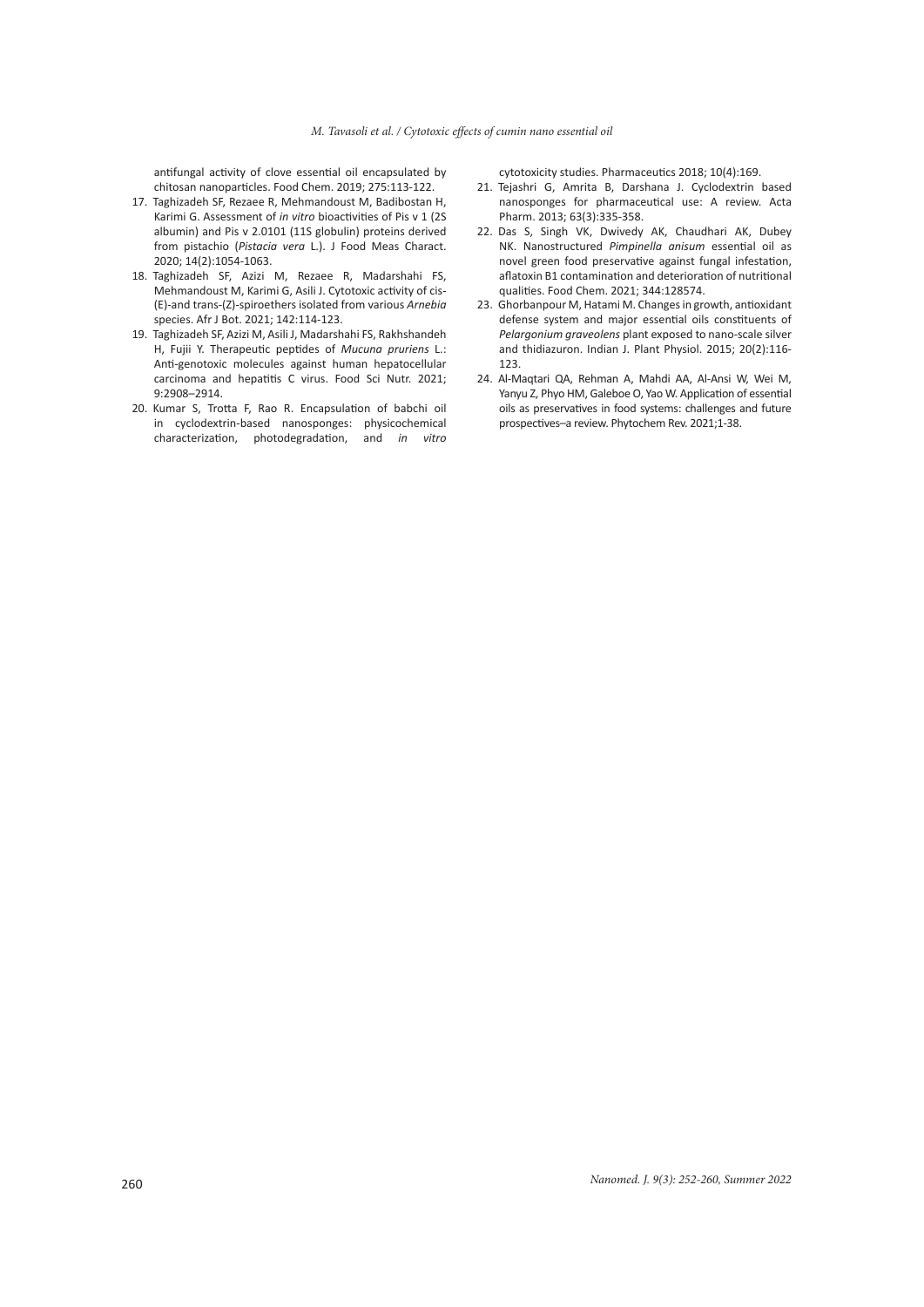antifungal activity of clove essential oil encapsulated by chitosan nanoparticles. Food Chem. 2019; 275:113-122.

17. Taghizadeh SF, Rezaee R, Mehmandoust M, Badibostan H, Karimi G. Assessment of *in vitro* bioactivities of Pis v 1 (2S albumin) and Pis v 2.0101 (11S globulin) proteins derived from pistachio (*Pistacia vera* L.). J Food Meas Charact. 2020; 14(2):1054-1063.
18. Taghizadeh SF, Azizi M, Rezaee R, Madarshahi FS, Mehmandoust M, Karimi G, Asili J. Cytotoxic activity of cis-(E)-and trans-(Z)-spiroethers isolated from various *Arnebia* species. Afr J Bot. 2021; 142:114-123.
19. Taghizadeh SF, Azizi M, Asili J, Madarshahi FS, Rakhshandeh H, Fujii Y. Therapeutic peptides of *Mucuna pruriens* L.: Anti-genotoxic molecules against human hepatocellular carcinoma and hepatitis C virus. Food Sci Nutr. 2021; 9:2908–2914.
20. Kumar S, Trotta F, Rao R. Encapsulation of babchi oil in cyclodextrin-based nanosponges: physicochemical characterization, photodegradation, and *in vitro* cytotoxicity studies. Pharmaceutics 2018; 10(4):169.
21. Tejashri G, Amrita B, Darshana J. Cyclodextrin based nanosponges for pharmaceutical use: A review. Acta Pharm. 2013; 63(3):335-358.
22. Das S, Singh VK, Dwivedy AK, Chaudhari AK, Dubey NK. Nanostructured *Pimpinella anisum* essential oil as novel green food preservative against fungal infestation, aflatoxin B1 contamination and deterioration of nutritional qualities. Food Chem. 2021; 344:128574.
23. Ghorbanpour M, Hatami M. Changes in growth, antioxidant defense system and major essential oils constituents of *Pelargonium graveolens* plant exposed to nano-scale silver and thidiazuron. Indian J. Plant Physiol. 2015; 20(2):116-123.
24. Al-Maqtari QA, Rehman A, Mahdi AA, Al-Ansi W, Wei M, Yanyu Z, Phyo HM, Galeboe O, Yao W. Application of essential oils as preservatives in food systems: challenges and future prospectives–a review. Phytochem Rev. 2021;1-38.